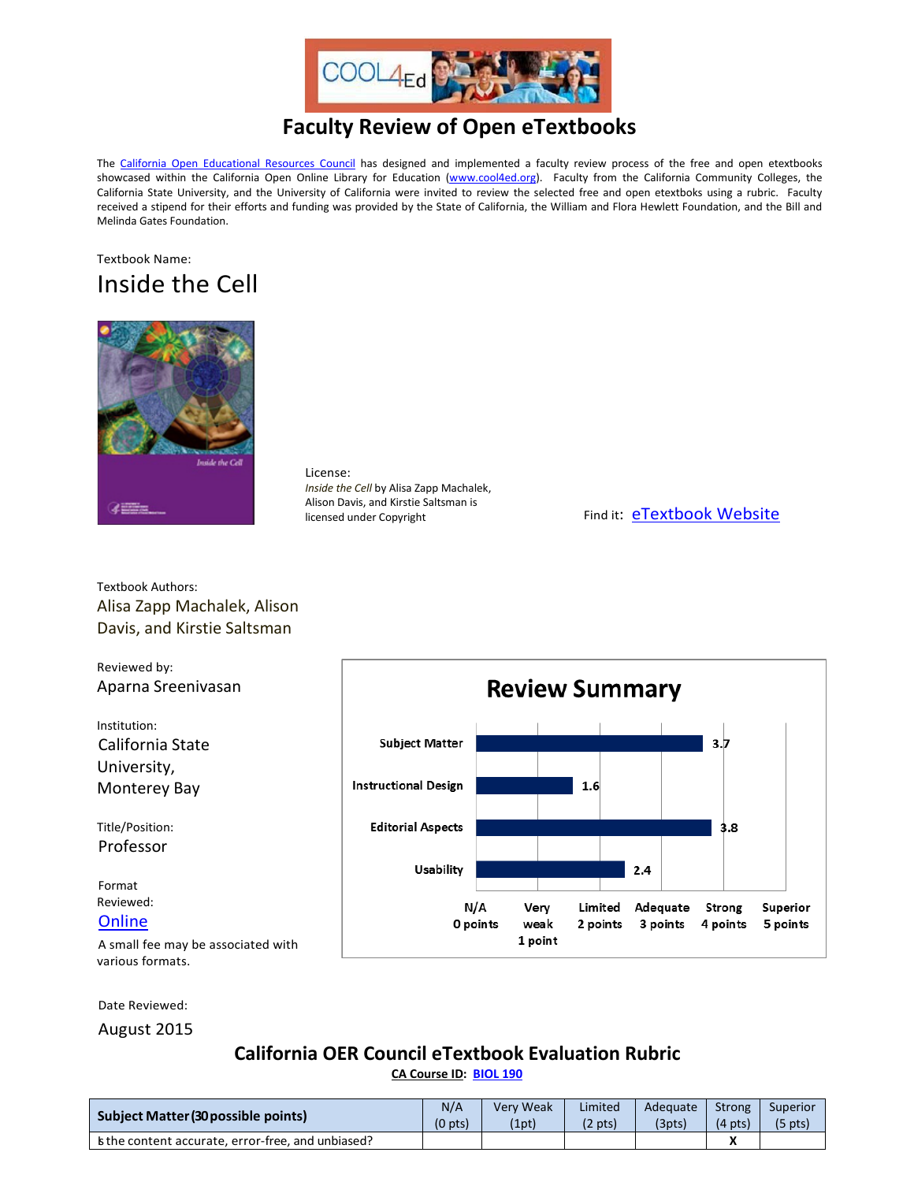# Faculty Review of Open eTextbooks

The [California Open Educational Resources Council](#) has designed and implemented a faculty review process of the free and open etextbooks showcased within the California Open Online Library for Education ([www.cool4ed.org](#)). Faculty from the California Community Colleges, the California State University, and the University of California were invited to review the selected free and open etextboks using a rubric. Faculty received a stipend for their efforts and funding was provided by the State of California, the William and Flora Hewlett Foundation, and the Bill and Melinda Gates Foundation.

Textbook Name:

## Inside the Cell

License:
*Inside the Cell* by Alisa Zapp Machalek, Alison Davis, and Kirstie Saltsman is licensed under Copyright

Find it: [eTextbook Website](#)

Textbook Authors:
Alisa Zapp Machalek, Alison Davis, and Kirstie Saltsman

Reviewed by:
Aparna Sreenivasan

Institution:
California State University, Monterey Bay

Title/Position:
Professor

Format Reviewed:
[Online](#)

A small fee may be associated with various formats.

Date Reviewed:
August 2015

### Review Summary

| Category | Score |
|---|---|
| Subject Matter | 3.7 |
| Instructional Design | 1.6 |
| Editorial Aspects | 3.8 |
| Usability | 2.4 |

Scale: N/A 0 points; Very weak 1 point; Limited 2 points; Adequate 3 points; Strong 4 points; Superior 5 points

## California OER Council eTextbook Evaluation Rubric

**CA Course ID: [BIOL 190](#)**

| Subject Matter (30 possible points) | N/A (0 pts) | Very Weak (1pt) | Limited (2 pts) | Adequate (3pts) | Strong (4 pts) | Superior (5 pts) |
|---|---|---|---|---|---|---|
| Is the content accurate, error-free, and unbiased? | | | | | X | |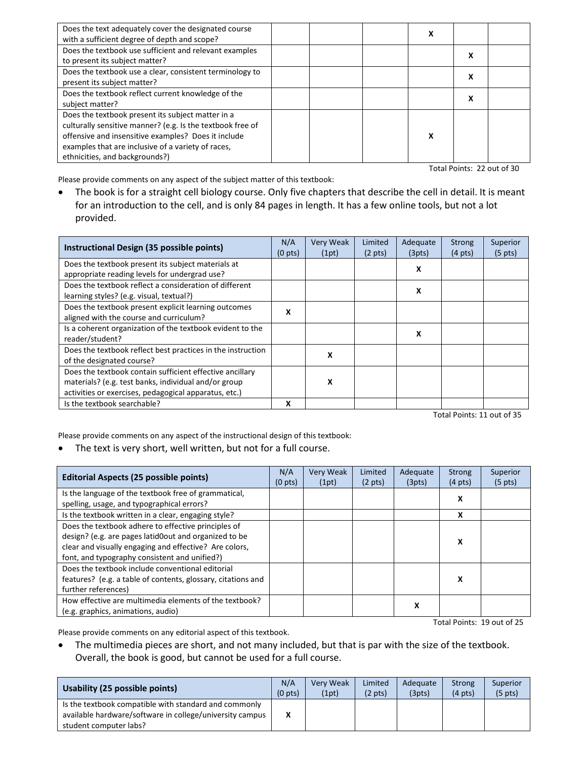| | | | | | | |
|---|---|---|---|---|---|---|
| Does the text adequately cover the designated course with a sufficient degree of depth and scope? | | | | X | | |
| Does the textbook use sufficient and relevant examples to present its subject matter? | | | | | X | |
| Does the textbook use a clear, consistent terminology to present its subject matter? | | | | | X | |
| Does the textbook reflect current knowledge of the subject matter? | | | | | X | |
| Does the textbook present its subject matter in a culturally sensitive manner? (e.g. Is the textbook free of offensive and insensitive examples? Does it include examples that are inclusive of a variety of races, ethnicities, and backgrounds?) | | | | X | | |

Total Points: 22 out of 30

Please provide comments on any aspect of the subject matter of this textbook:

- The book is for a straight cell biology course. Only five chapters that describe the cell in detail. It is meant for an introduction to the cell, and is only 84 pages in length. It has a few online tools, but not a lot provided.

| Instructional Design (35 possible points) | N/A (0 pts) | Very Weak (1pt) | Limited (2 pts) | Adequate (3pts) | Strong (4 pts) | Superior (5 pts) |
|---|---|---|---|---|---|---|
| Does the textbook present its subject materials at appropriate reading levels for undergrad use? | | | | X | | |
| Does the textbook reflect a consideration of different learning styles? (e.g. visual, textual?) | | | | X | | |
| Does the textbook present explicit learning outcomes aligned with the course and curriculum? | X | | | | | |
| Is a coherent organization of the textbook evident to the reader/student? | | | | X | | |
| Does the textbook reflect best practices in the instruction of the designated course? | | X | | | | |
| Does the textbook contain sufficient effective ancillary materials? (e.g. test banks, individual and/or group activities or exercises, pedagogical apparatus, etc.) | | X | | | | |
| Is the textbook searchable? | X | | | | | |

Total Points: 11 out of 35

Please provide comments on any aspect of the instructional design of this textbook:

- The text is very short, well written, but not for a full course.

| Editorial Aspects (25 possible points) | N/A (0 pts) | Very Weak (1pt) | Limited (2 pts) | Adequate (3pts) | Strong (4 pts) | Superior (5 pts) |
|---|---|---|---|---|---|---|
| Is the language of the textbook free of grammatical, spelling, usage, and typographical errors? | | | | | X | |
| Is the textbook written in a clear, engaging style? | | | | | X | |
| Does the textbook adhere to effective principles of design? (e.g. are pages latid0out and organized to be clear and visually engaging and effective? Are colors, font, and typography consistent and unified?) | | | | | X | |
| Does the textbook include conventional editorial features? (e.g. a table of contents, glossary, citations and further references) | | | | | X | |
| How effective are multimedia elements of the textbook? (e.g. graphics, animations, audio) | | | | X | | |

Total Points: 19 out of 25

Please provide comments on any editorial aspect of this textbook.

- The multimedia pieces are short, and not many included, but that is par with the size of the textbook. Overall, the book is good, but cannot be used for a full course.

| Usability (25 possible points) | N/A (0 pts) | Very Weak (1pt) | Limited (2 pts) | Adequate (3pts) | Strong (4 pts) | Superior (5 pts) |
|---|---|---|---|---|---|---|
| Is the textbook compatible with standard and commonly available hardware/software in college/university campus student computer labs? | X | | | | | |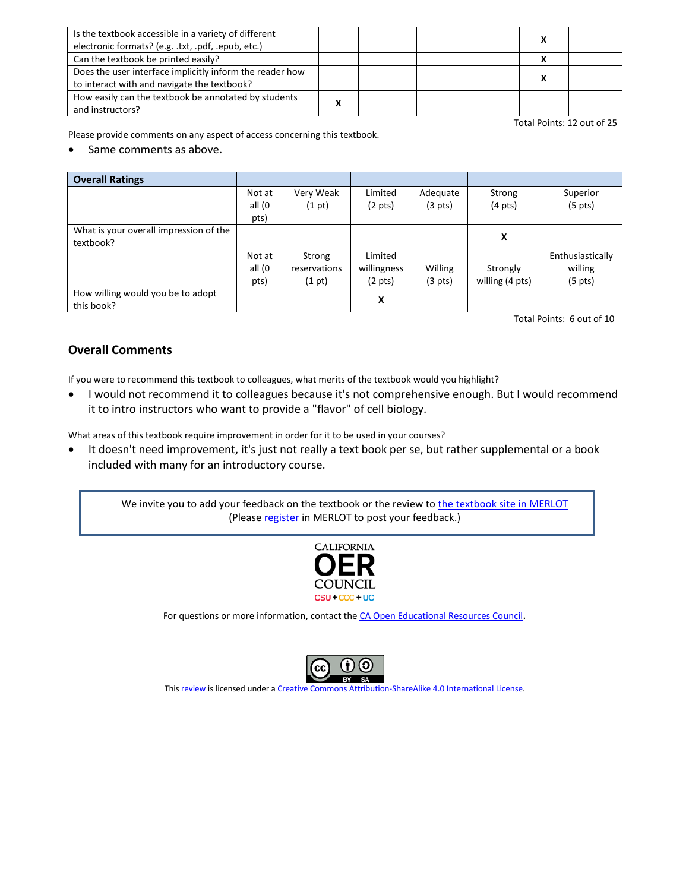| | | | | | | |
|---|---|---|---|---|---|---|
| Is the textbook accessible in a variety of different electronic formats? (e.g. .txt, .pdf, .epub, etc.) | | | | | X | |
| Can the textbook be printed easily? | | | | | X | |
| Does the user interface implicitly inform the reader how to interact with and navigate the textbook? | | | | | X | |
| How easily can the textbook be annotated by students and instructors? | X | | | | | |

Total Points: 12 out of 25

Please provide comments on any aspect of access concerning this textbook.

- Same comments as above.

| **Overall Ratings** | | | | | | |
|---|---|---|---|---|---|---|
| | Not at all (0 pts) | Very Weak (1 pt) | Limited (2 pts) | Adequate (3 pts) | Strong (4 pts) | Superior (5 pts) |
| What is your overall impression of the textbook? | | | | | X | |
| | Not at all (0 pts) | Strong reservations (1 pt) | Limited willingness (2 pts) | Willing (3 pts) | Strongly willing (4 pts) | Enthusiastically willing (5 pts) |
| How willing would you be to adopt this book? | | | X | | | |

Total Points: 6 out of 10

## Overall Comments

If you were to recommend this textbook to colleagues, what merits of the textbook would you highlight?

- I would not recommend it to colleagues because it's not comprehensive enough. But I would recommend it to intro instructors who want to provide a "flavor" of cell biology.

What areas of this textbook require improvement in order for it to be used in your courses?

- It doesn't need improvement, it's just not really a text book per se, but rather supplemental or a book included with many for an introductory course.

We invite you to add your feedback on the textbook or the review to the textbook site in MERLOT (Please register in MERLOT to post your feedback.)

CALIFORNIA OER COUNCIL
CSU + CCC + UC

For questions or more information, contact the CA Open Educational Resources Council.

This review is licensed under a Creative Commons Attribution-ShareAlike 4.0 International License.